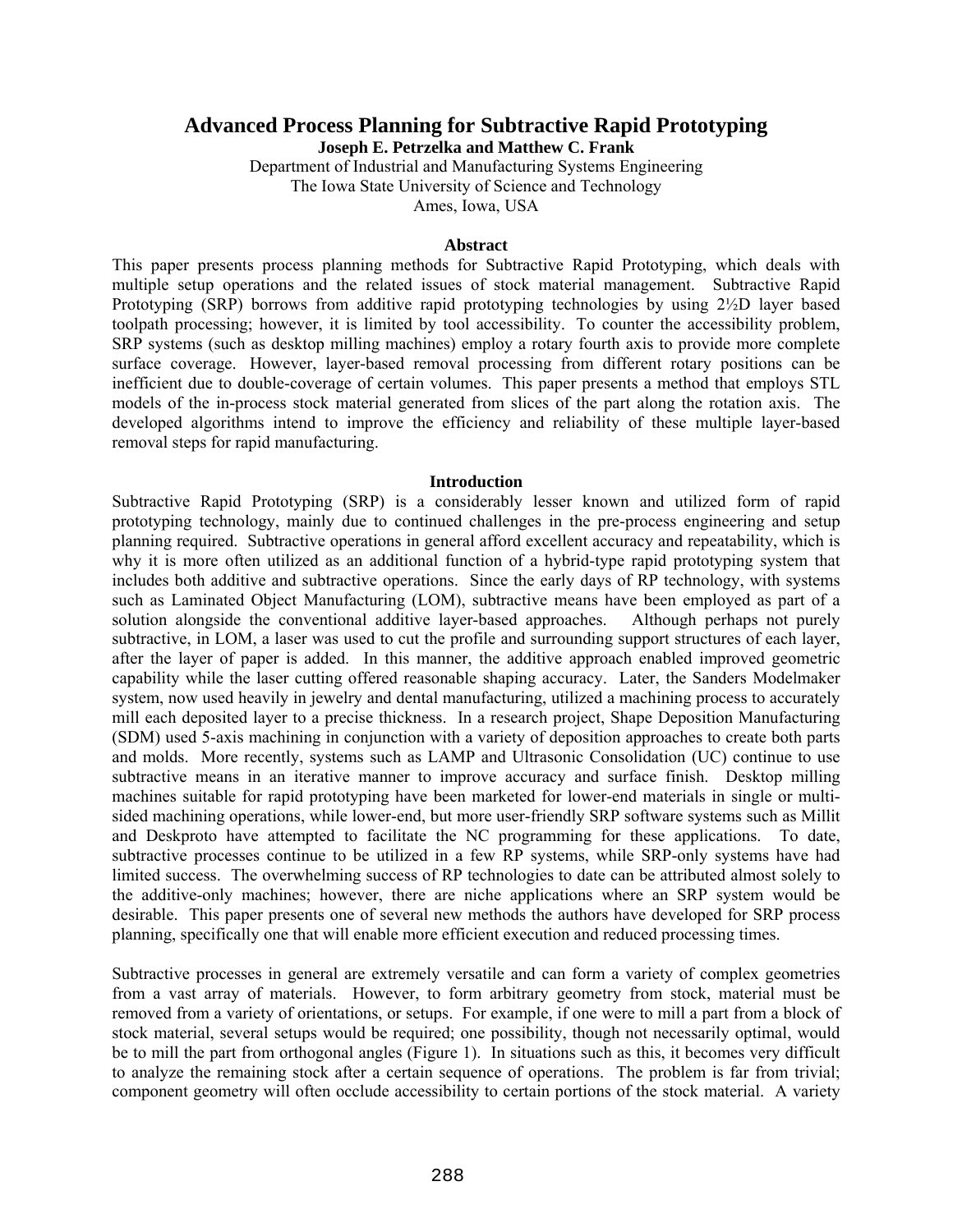# Advanced Process Planning for Subtractive Rapid Prototyping

**Joseph E. Petrzelka and Matthew C. Frank**

Department of Industrial and Manufacturing Systems Engineering
The Iowa State University of Science and Technology
Ames, Iowa, USA

## Abstract

This paper presents process planning methods for Subtractive Rapid Prototyping, which deals with multiple setup operations and the related issues of stock material management. Subtractive Rapid Prototyping (SRP) borrows from additive rapid prototyping technologies by using 2½D layer based toolpath processing; however, it is limited by tool accessibility. To counter the accessibility problem, SRP systems (such as desktop milling machines) employ a rotary fourth axis to provide more complete surface coverage. However, layer-based removal processing from different rotary positions can be inefficient due to double-coverage of certain volumes. This paper presents a method that employs STL models of the in-process stock material generated from slices of the part along the rotation axis. The developed algorithms intend to improve the efficiency and reliability of these multiple layer-based removal steps for rapid manufacturing.

## Introduction

Subtractive Rapid Prototyping (SRP) is a considerably lesser known and utilized form of rapid prototyping technology, mainly due to continued challenges in the pre-process engineering and setup planning required. Subtractive operations in general afford excellent accuracy and repeatability, which is why it is more often utilized as an additional function of a hybrid-type rapid prototyping system that includes both additive and subtractive operations. Since the early days of RP technology, with systems such as Laminated Object Manufacturing (LOM), subtractive means have been employed as part of a solution alongside the conventional additive layer-based approaches. Although perhaps not purely subtractive, in LOM, a laser was used to cut the profile and surrounding support structures of each layer, after the layer of paper is added. In this manner, the additive approach enabled improved geometric capability while the laser cutting offered reasonable shaping accuracy. Later, the Sanders Modelmaker system, now used heavily in jewelry and dental manufacturing, utilized a machining process to accurately mill each deposited layer to a precise thickness. In a research project, Shape Deposition Manufacturing (SDM) used 5-axis machining in conjunction with a variety of deposition approaches to create both parts and molds. More recently, systems such as LAMP and Ultrasonic Consolidation (UC) continue to use subtractive means in an iterative manner to improve accuracy and surface finish. Desktop milling machines suitable for rapid prototyping have been marketed for lower-end materials in single or multi-sided machining operations, while lower-end, but more user-friendly SRP software systems such as Millit and Deskproto have attempted to facilitate the NC programming for these applications. To date, subtractive processes continue to be utilized in a few RP systems, while SRP-only systems have had limited success. The overwhelming success of RP technologies to date can be attributed almost solely to the additive-only machines; however, there are niche applications where an SRP system would be desirable. This paper presents one of several new methods the authors have developed for SRP process planning, specifically one that will enable more efficient execution and reduced processing times.

Subtractive processes in general are extremely versatile and can form a variety of complex geometries from a vast array of materials. However, to form arbitrary geometry from stock, material must be removed from a variety of orientations, or setups. For example, if one were to mill a part from a block of stock material, several setups would be required; one possibility, though not necessarily optimal, would be to mill the part from orthogonal angles (Figure 1). In situations such as this, it becomes very difficult to analyze the remaining stock after a certain sequence of operations. The problem is far from trivial; component geometry will often occlude accessibility to certain portions of the stock material. A variety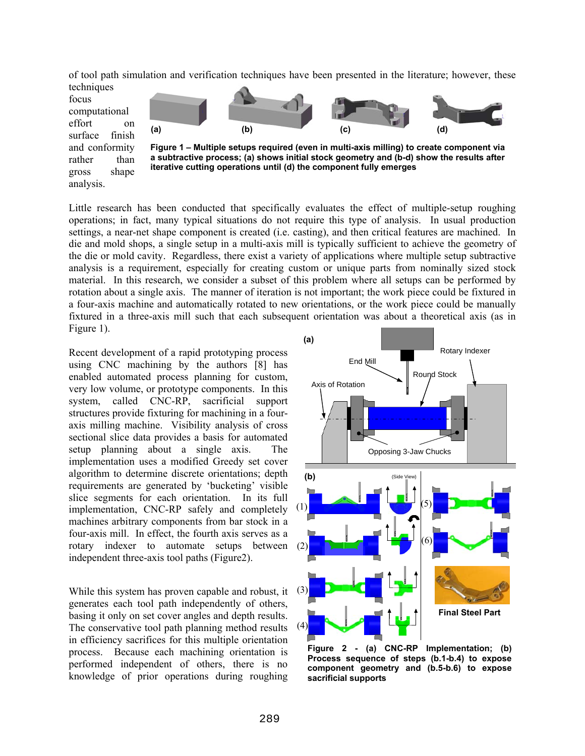of tool path simulation and verification techniques have been presented in the literature; however, these techniques focus computational effort on surface finish and conformity rather than gross shape analysis.

(a) (b) (c) (d)

**Figure 1 – Multiple setups required (even in multi-axis milling) to create component via a subtractive process; (a) shows initial stock geometry and (b-d) show the results after iterative cutting operations until (d) the component fully emerges**

Little research has been conducted that specifically evaluates the effect of multiple-setup roughing operations; in fact, many typical situations do not require this type of analysis. In usual production settings, a near-net shape component is created (i.e. casting), and then critical features are machined. In die and mold shops, a single setup in a multi-axis mill is typically sufficient to achieve the geometry of the die or mold cavity. Regardless, there exist a variety of applications where multiple setup subtractive analysis is a requirement, especially for creating custom or unique parts from nominally sized stock material. In this research, we consider a subset of this problem where all setups can be performed by rotation about a single axis. The manner of iteration is not important; the work piece could be fixtured in a four-axis machine and automatically rotated to new orientations, or the work piece could be manually fixtured in a three-axis mill such that each subsequent orientation was about a theoretical axis (as in Figure 1).

Recent development of a rapid prototyping process using CNC machining by the authors [8] has enabled automated process planning for custom, very low volume, or prototype components. In this system, called CNC-RP, sacrificial support structures provide fixturing for machining in a four-axis milling machine. Visibility analysis of cross sectional slice data provides a basis for automated setup planning about a single axis. The implementation uses a modified Greedy set cover algorithm to determine discrete orientations; depth requirements are generated by 'bucketing' visible slice segments for each orientation. In its full implementation, CNC-RP safely and completely machines arbitrary components from bar stock in a four-axis mill. In effect, the fourth axis serves as a rotary indexer to automate setups between independent three-axis tool paths (Figure2).

(a)

End Mill

Rotary Indexer

Round Stock

Axis of Rotation

Opposing 3-Jaw Chucks

(b)

(Side View)

(1) (2) (3) (4) (5) (6)

Final Steel Part

**Figure 2 - (a) CNC-RP Implementation; (b) Process sequence of steps (b.1-b.4) to expose component geometry and (b.5-b.6) to expose sacrificial supports**

While this system has proven capable and robust, it generates each tool path independently of others, basing it only on set cover angles and depth results. The conservative tool path planning method results in efficiency sacrifices for this multiple orientation process. Because each machining orientation is performed independent of others, there is no knowledge of prior operations during roughing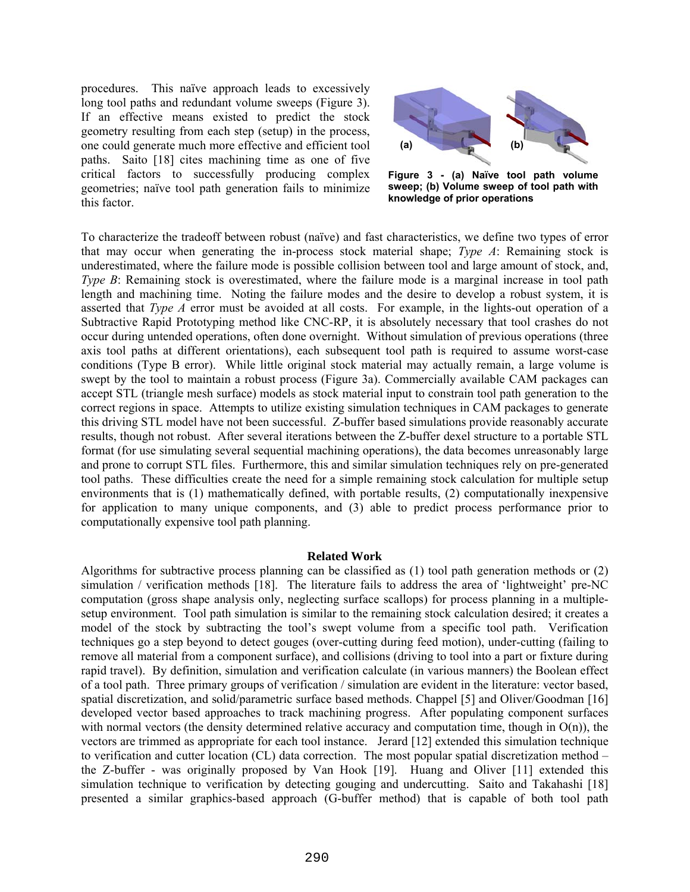procedures. This naïve approach leads to excessively long tool paths and redundant volume sweeps (Figure 3). If an effective means existed to predict the stock geometry resulting from each step (setup) in the process, one could generate much more effective and efficient tool paths. Saito [18] cites machining time as one of five critical factors to successfully producing complex geometries; naïve tool path generation fails to minimize this factor.

**Figure 3 - (a) Naïve tool path volume sweep; (b) Volume sweep of tool path with knowledge of prior operations**

To characterize the tradeoff between robust (naïve) and fast characteristics, we define two types of error that may occur when generating the in-process stock material shape; *Type A*: Remaining stock is underestimated, where the failure mode is possible collision between tool and large amount of stock, and, *Type B*: Remaining stock is overestimated, where the failure mode is a marginal increase in tool path length and machining time. Noting the failure modes and the desire to develop a robust system, it is asserted that *Type A* error must be avoided at all costs. For example, in the lights-out operation of a Subtractive Rapid Prototyping method like CNC-RP, it is absolutely necessary that tool crashes do not occur during untended operations, often done overnight. Without simulation of previous operations (three axis tool paths at different orientations), each subsequent tool path is required to assume worst-case conditions (Type B error). While little original stock material may actually remain, a large volume is swept by the tool to maintain a robust process (Figure 3a). Commercially available CAM packages can accept STL (triangle mesh surface) models as stock material input to constrain tool path generation to the correct regions in space. Attempts to utilize existing simulation techniques in CAM packages to generate this driving STL model have not been successful. Z-buffer based simulations provide reasonably accurate results, though not robust. After several iterations between the Z-buffer dexel structure to a portable STL format (for use simulating several sequential machining operations), the data becomes unreasonably large and prone to corrupt STL files. Furthermore, this and similar simulation techniques rely on pre-generated tool paths. These difficulties create the need for a simple remaining stock calculation for multiple setup environments that is (1) mathematically defined, with portable results, (2) computationally inexpensive for application to many unique components, and (3) able to predict process performance prior to computationally expensive tool path planning.

## Related Work

Algorithms for subtractive process planning can be classified as (1) tool path generation methods or (2) simulation / verification methods [18]. The literature fails to address the area of 'lightweight' pre-NC computation (gross shape analysis only, neglecting surface scallops) for process planning in a multiple-setup environment. Tool path simulation is similar to the remaining stock calculation desired; it creates a model of the stock by subtracting the tool's swept volume from a specific tool path. Verification techniques go a step beyond to detect gouges (over-cutting during feed motion), under-cutting (failing to remove all material from a component surface), and collisions (driving to tool into a part or fixture during rapid travel). By definition, simulation and verification calculate (in various manners) the Boolean effect of a tool path. Three primary groups of verification / simulation are evident in the literature: vector based, spatial discretization, and solid/parametric surface based methods. Chappel [5] and Oliver/Goodman [16] developed vector based approaches to track machining progress. After populating component surfaces with normal vectors (the density determined relative accuracy and computation time, though in $O(n)$), the vectors are trimmed as appropriate for each tool instance. Jerard [12] extended this simulation technique to verification and cutter location (CL) data correction. The most popular spatial discretization method – the Z-buffer - was originally proposed by Van Hook [19]. Huang and Oliver [11] extended this simulation technique to verification by detecting gouging and undercutting. Saito and Takahashi [18] presented a similar graphics-based approach (G-buffer method) that is capable of both tool path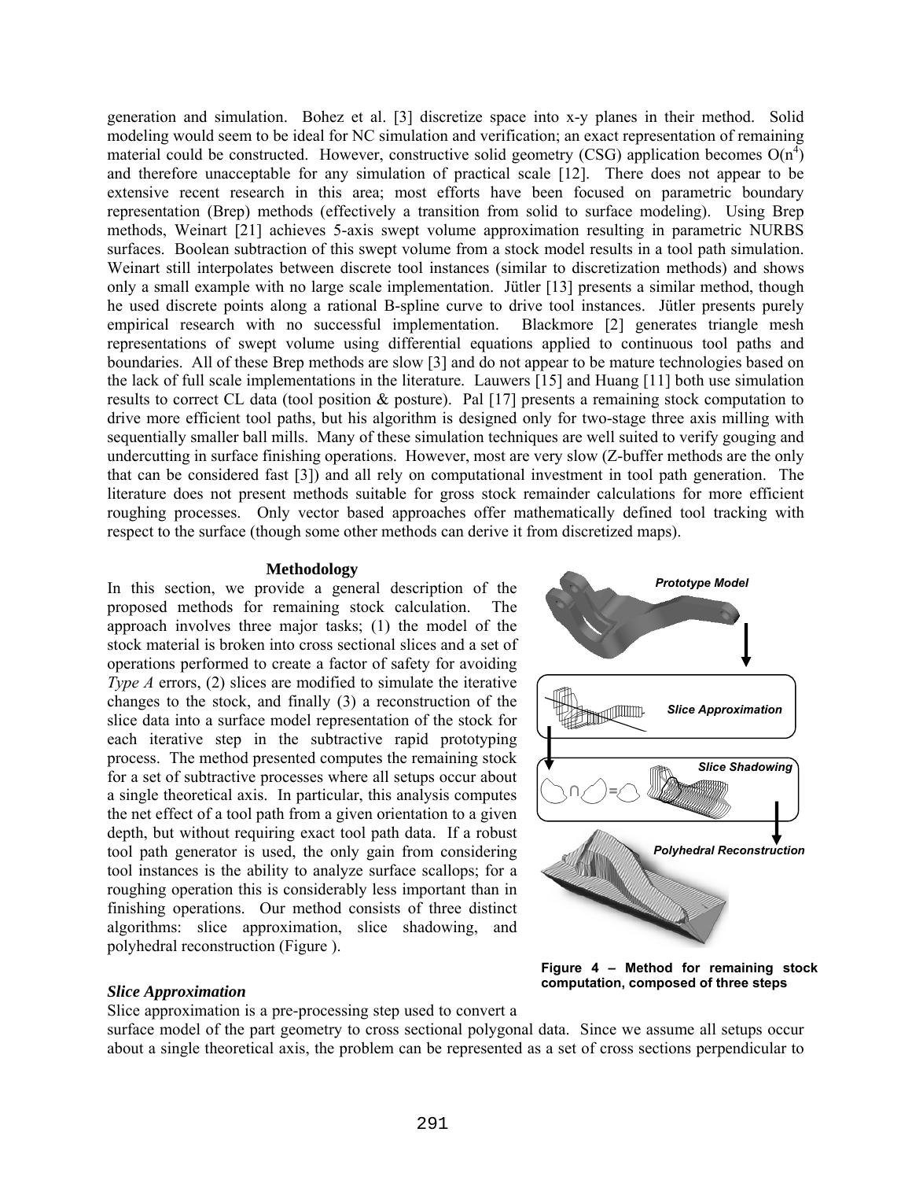generation and simulation. Bohez et al. [3] discretize space into x-y planes in their method. Solid modeling would seem to be ideal for NC simulation and verification; an exact representation of remaining material could be constructed. However, constructive solid geometry (CSG) application becomes $O(n^4)$ and therefore unacceptable for any simulation of practical scale [12]. There does not appear to be extensive recent research in this area; most efforts have been focused on parametric boundary representation (Brep) methods (effectively a transition from solid to surface modeling). Using Brep methods, Weinart [21] achieves 5-axis swept volume approximation resulting in parametric NURBS surfaces. Boolean subtraction of this swept volume from a stock model results in a tool path simulation. Weinart still interpolates between discrete tool instances (similar to discretization methods) and shows only a small example with no large scale implementation. Jütler [13] presents a similar method, though he used discrete points along a rational B-spline curve to drive tool instances. Jütler presents purely empirical research with no successful implementation. Blackmore [2] generates triangle mesh representations of swept volume using differential equations applied to continuous tool paths and boundaries. All of these Brep methods are slow [3] and do not appear to be mature technologies based on the lack of full scale implementations in the literature. Lauwers [15] and Huang [11] both use simulation results to correct CL data (tool position & posture). Pal [17] presents a remaining stock computation to drive more efficient tool paths, but his algorithm is designed only for two-stage three axis milling with sequentially smaller ball mills. Many of these simulation techniques are well suited to verify gouging and undercutting in surface finishing operations. However, most are very slow (Z-buffer methods are the only that can be considered fast [3]) and all rely on computational investment in tool path generation. The literature does not present methods suitable for gross stock remainder calculations for more efficient roughing processes. Only vector based approaches offer mathematically defined tool tracking with respect to the surface (though some other methods can derive it from discretized maps).

## Methodology

In this section, we provide a general description of the proposed methods for remaining stock calculation. The approach involves three major tasks; (1) the model of the stock material is broken into cross sectional slices and a set of operations performed to create a factor of safety for avoiding *Type A* errors, (2) slices are modified to simulate the iterative changes to the stock, and finally (3) a reconstruction of the slice data into a surface model representation of the stock for each iterative step in the subtractive rapid prototyping process. The method presented computes the remaining stock for a set of subtractive processes where all setups occur about a single theoretical axis. In particular, this analysis computes the net effect of a tool path from a given orientation to a given depth, but without requiring exact tool path data. If a robust tool path generator is used, the only gain from considering tool instances is the ability to analyze surface scallops; for a roughing operation this is considerably less important than in finishing operations. Our method consists of three distinct algorithms: slice approximation, slice shadowing, and polyhedral reconstruction (Figure ).

Prototype Model

Slice Approximation

Slice Shadowing

Polyhedral Reconstruction

**Figure 4 – Method for remaining stock computation, composed of three steps**

### *Slice Approximation*

Slice approximation is a pre-processing step used to convert a surface model of the part geometry to cross sectional polygonal data. Since we assume all setups occur about a single theoretical axis, the problem can be represented as a set of cross sections perpendicular to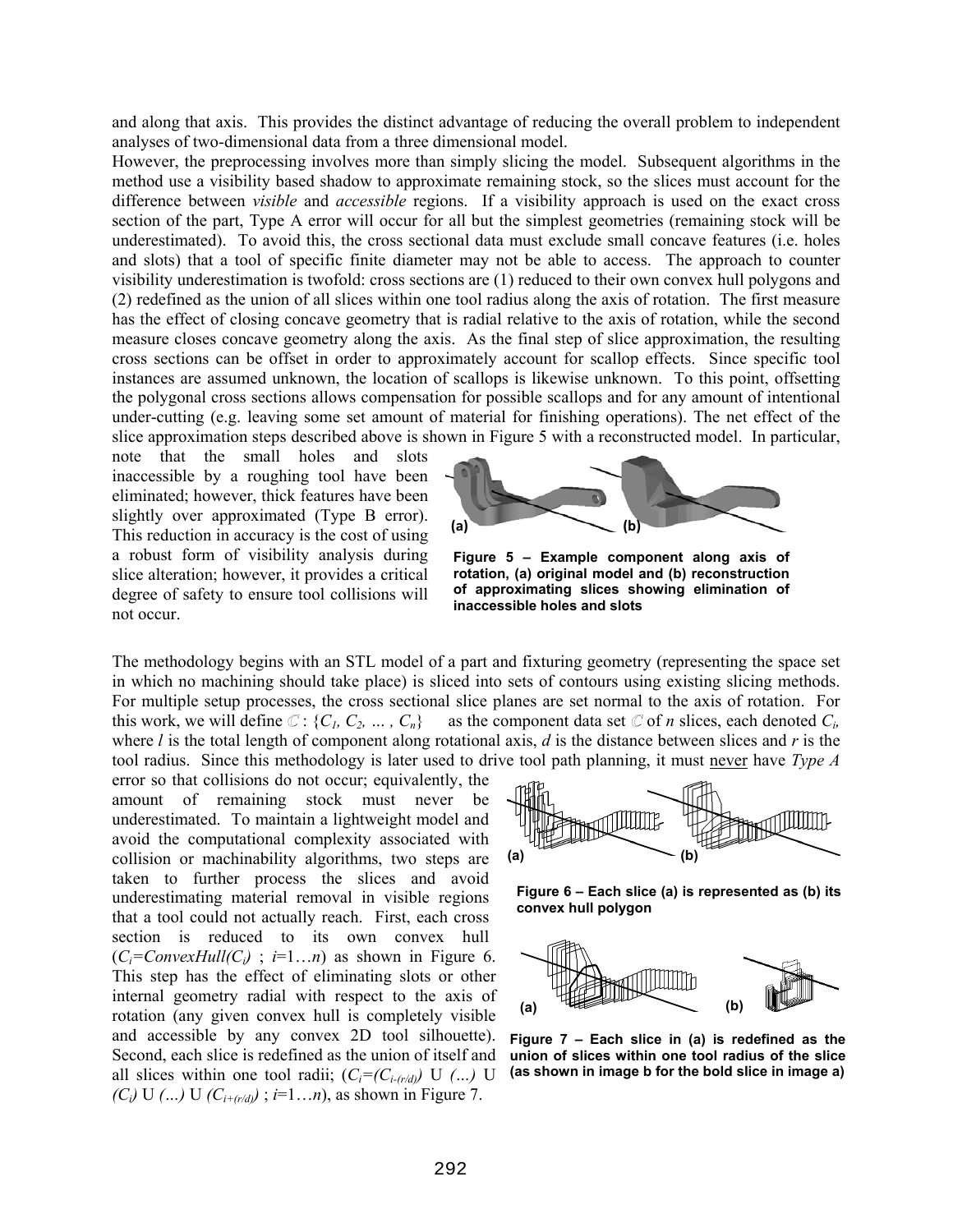and along that axis. This provides the distinct advantage of reducing the overall problem to independent analyses of two-dimensional data from a three dimensional model.

However, the preprocessing involves more than simply slicing the model. Subsequent algorithms in the method use a visibility based shadow to approximate remaining stock, so the slices must account for the difference between *visible* and *accessible* regions. If a visibility approach is used on the exact cross section of the part, Type A error will occur for all but the simplest geometries (remaining stock will be underestimated). To avoid this, the cross sectional data must exclude small concave features (i.e. holes and slots) that a tool of specific finite diameter may not be able to access. The approach to counter visibility underestimation is twofold: cross sections are (1) reduced to their own convex hull polygons and (2) redefined as the union of all slices within one tool radius along the axis of rotation. The first measure has the effect of closing concave geometry that is radial relative to the axis of rotation, while the second measure closes concave geometry along the axis. As the final step of slice approximation, the resulting cross sections can be offset in order to approximately account for scallop effects. Since specific tool instances are assumed unknown, the location of scallops is likewise unknown. To this point, offsetting the polygonal cross sections allows compensation for possible scallops and for any amount of intentional under-cutting (e.g. leaving some set amount of material for finishing operations). The net effect of the slice approximation steps described above is shown in Figure 5 with a reconstructed model. In particular, note that the small holes and slots inaccessible by a roughing tool have been eliminated; however, thick features have been slightly over approximated (Type B error). This reduction in accuracy is the cost of using a robust form of visibility analysis during slice alteration; however, it provides a critical degree of safety to ensure tool collisions will not occur.

**Figure 5 – Example component along axis of rotation, (a) original model and (b) reconstruction of approximating slices showing elimination of inaccessible holes and slots**

The methodology begins with an STL model of a part and fixturing geometry (representing the space set in which no machining should take place) is sliced into sets of contours using existing slicing methods. For multiple setup processes, the cross sectional slice planes are set normal to the axis of rotation. For this work, we will define $\mathbb{C} : \{C_1, C_2, \ldots, C_n\}$ as the component data set $\mathbb{C}$ of $n$ slices, each denoted $C_i$, where $l$ is the total length of component along rotational axis, $d$ is the distance between slices and $r$ is the tool radius. Since this methodology is later used to drive tool path planning, it must never have *Type A* error so that collisions do not occur; equivalently, the amount of remaining stock must never be underestimated. To maintain a lightweight model and avoid the computational complexity associated with collision or machinability algorithms, two steps are taken to further process the slices and avoid underestimating material removal in visible regions that a tool could not actually reach. First, each cross section is reduced to its own convex hull ($C_i = ConvexHull(C_i)$ ; $i = 1 \ldots n$) as shown in Figure 6. This step has the effect of eliminating slots or other internal geometry radial with respect to the axis of rotation (any given convex hull is completely visible and accessible by any convex 2D tool silhouette). Second, each slice is redefined as the union of itself and all slices within one tool radii; ($C_i = (C_{i-(r/d)}) \cup (\ldots) \cup (C_i) \cup (\ldots) \cup (C_{i+(r/d)})$ ; $i = 1 \ldots n$), as shown in Figure 7.

**Figure 6 – Each slice (a) is represented as (b) its convex hull polygon**

**Figure 7 – Each slice in (a) is redefined as the union of slices within one tool radius of the slice (as shown in image b for the bold slice in image a)**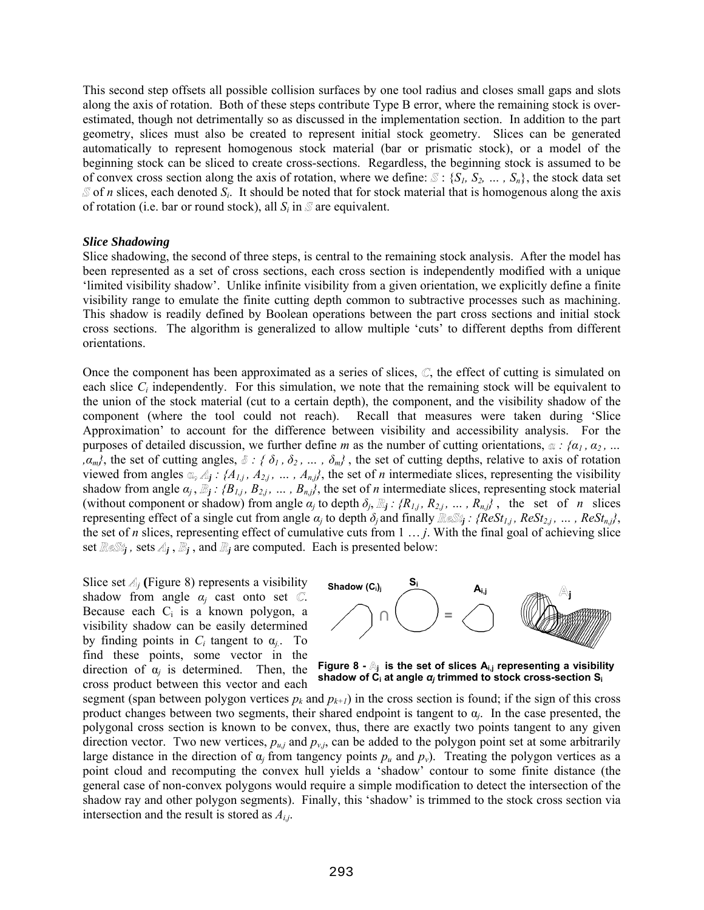This second step offsets all possible collision surfaces by one tool radius and closes small gaps and slots along the axis of rotation. Both of these steps contribute Type B error, where the remaining stock is over-estimated, though not detrimentally so as discussed in the implementation section. In addition to the part geometry, slices must also be created to represent initial stock geometry. Slices can be generated automatically to represent homogenous stock material (bar or prismatic stock), or a model of the beginning stock can be sliced to create cross-sections. Regardless, the beginning stock is assumed to be of convex cross section along the axis of rotation, where we define: $\mathbb{S}$ : {$S_1$, $S_2$, … , $S_n$}, the stock data set $\mathbb{S}$ of *n* slices, each denoted $S_i$. It should be noted that for stock material that is homogenous along the axis of rotation (i.e. bar or round stock), all $S_i$ in $\mathbb{S}$ are equivalent.

***Slice Shadowing***

Slice shadowing, the second of three steps, is central to the remaining stock analysis. After the model has been represented as a set of cross sections, each cross section is independently modified with a unique 'limited visibility shadow'. Unlike infinite visibility from a given orientation, we explicitly define a finite visibility range to emulate the finite cutting depth common to subtractive processes such as machining. This shadow is readily defined by Boolean operations between the part cross sections and initial stock cross sections. The algorithm is generalized to allow multiple 'cuts' to different depths from different orientations.

Once the component has been approximated as a series of slices, $\mathbb{C}$, the effect of cutting is simulated on each slice $C_i$ independently. For this simulation, we note that the remaining stock will be equivalent to the union of the stock material (cut to a certain depth), the component, and the visibility shadow of the component (where the tool could not reach). Recall that measures were taken during 'Slice Approximation' to account for the difference between visibility and accessibility analysis. For the purposes of detailed discussion, we further define *m* as the number of cutting orientations, $\mathbb{a}$ : {$\alpha_1$, $\alpha_2$, … ,$\alpha_m$}, the set of cutting angles, $\mathbb{\delta}$ : { $\delta_1$, $\delta_2$, … , $\delta_m$} , the set of cutting depths, relative to axis of rotation viewed from angles $\mathbb{a}$, $\mathbb{A}_j$ : {$A_{1,j}$, $A_{2,j}$, … , $A_{n,j}$}, the set of *n* intermediate slices, representing the visibility shadow from angle $\alpha_j$, $\mathbb{B}_j$ : {$B_{1,j}$, $B_{2,j}$, … , $B_{n,j}$}, the set of *n* intermediate slices, representing stock material (without component or shadow) from angle $\alpha_j$ to depth $\delta_j$, $\mathbb{R}_j$ : {$R_{1,j}$, $R_{2,j}$, … , $R_{n,j}$} , the set of *n* slices representing effect of a single cut from angle $\alpha_j$ to depth $\delta_j$ and finally $\mathbb{ReSt}_j$ : {$ReSt_{1,j}$, $ReSt_{2,j}$, … , $ReSt_{n,j}$}, the set of *n* slices, representing effect of cumulative cuts from 1 … *j*. With the final goal of achieving slice set $\mathbb{ReSt}_j$, sets $\mathbb{A}_j$, $\mathbb{B}_j$, and $\mathbb{R}_j$ are computed. Each is presented below:

Slice set $\mathbb{A}_j$ **(**Figure 8) represents a visibility shadow from angle $\alpha_j$ cast onto set $\mathbb{C}$. Because each $C_i$ is a known polygon, a visibility shadow can be easily determined by finding points in $C_i$ tangent to $\alpha_j$. To find these points, some vector in the direction of $\alpha_j$ is determined. Then, the cross product between this vector and each segment (span between polygon vertices $p_k$ and $p_{k+1}$) in the cross section is found; if the sign of this cross product changes between two segments, their shared endpoint is tangent to $\alpha_j$. In the case presented, the polygonal cross section is known to be convex, thus, there are exactly two points tangent to any given direction vector. Two new vertices, $p_{u,j}$ and $p_{v,j}$, can be added to the polygon point set at some arbitrarily large distance in the direction of $\alpha_j$ from tangency points $p_u$ and $p_v$). Treating the polygon vertices as a point cloud and recomputing the convex hull yields a 'shadow' contour to some finite distance (the general case of non-convex polygons would require a simple modification to detect the intersection of the shadow ray and other polygon segments). Finally, this 'shadow' is trimmed to the stock cross section via intersection and the result is stored as $A_{i,j}$.

**Figure 8 - $\mathbb{A}_j$ is the set of slices $A_{i,j}$ representing a visibility shadow of $C_i$ at angle $\alpha_j$ trimmed to stock cross-section $S_i$**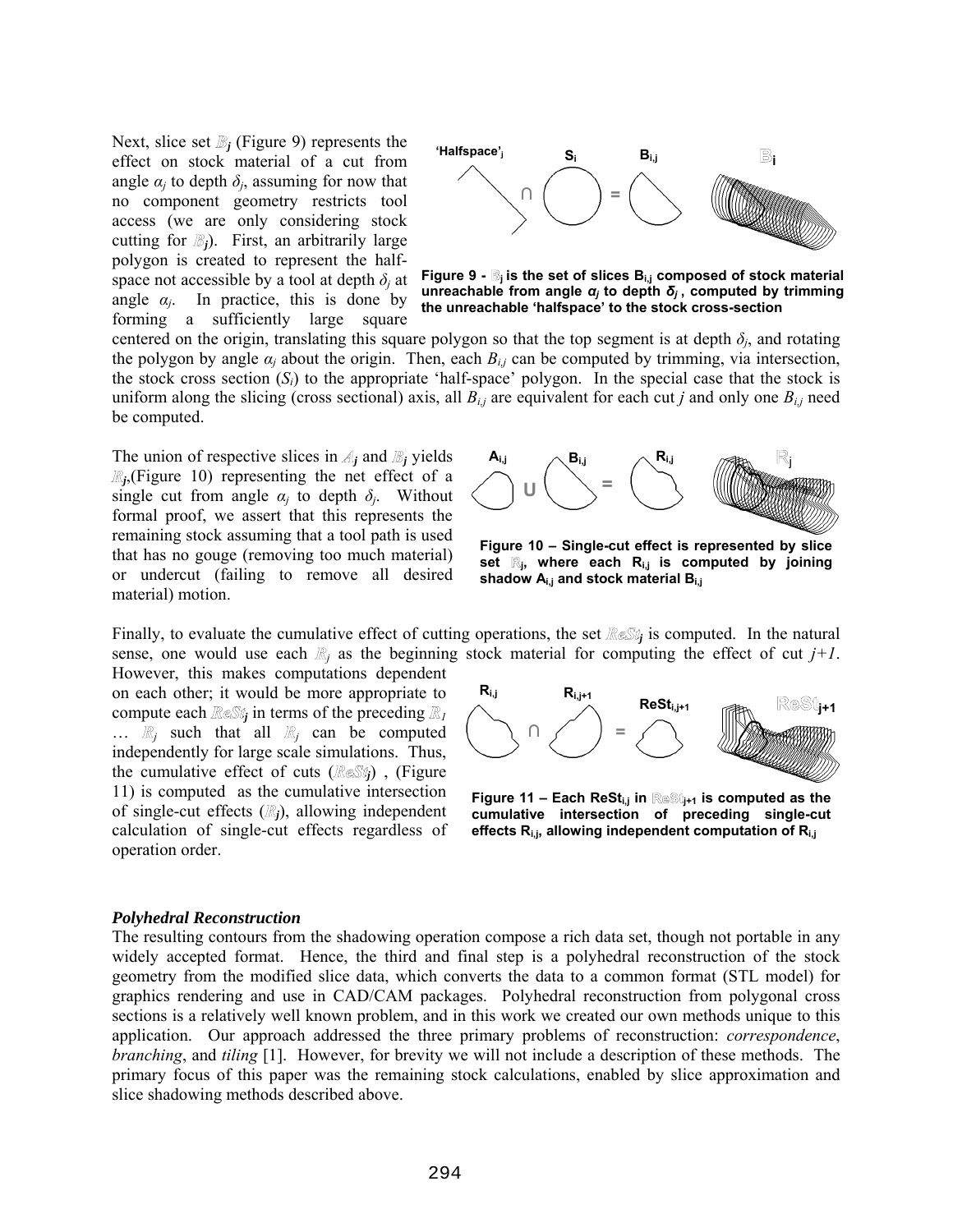Next, slice set $\mathbb{B}_j$ (Figure 9) represents the effect on stock material of a cut from angle $\alpha_j$ to depth $\delta_j$, assuming for now that no component geometry restricts tool access (we are only considering stock cutting for $\mathbb{B}_j$). First, an arbitrarily large polygon is created to represent the half-space not accessible by a tool at depth $\delta_j$ at angle $\alpha_j$. In practice, this is done by forming a sufficiently large square centered on the origin, translating this square polygon so that the top segment is at depth $\delta_j$, and rotating the polygon by angle $\alpha_j$ about the origin. Then, each $B_{i,j}$ can be computed by trimming, via intersection, the stock cross section ($S_i$) to the appropriate 'half-space' polygon. In the special case that the stock is uniform along the slicing (cross sectional) axis, all $B_{i,j}$ are equivalent for each cut *j* and only one $B_{i,j}$ need be computed.

**Figure 9 - $\mathbb{B}_j$ is the set of slices $B_{i,j}$ composed of stock material unreachable from angle $\alpha_j$ to depth $\delta_j$, computed by trimming the unreachable 'halfspace' to the stock cross-section**

The union of respective slices in $\mathbb{A}_j$ and $\mathbb{B}_j$ yields $\mathbb{R}_j$,(Figure 10) representing the net effect of a single cut from angle $\alpha_j$ to depth $\delta_j$. Without formal proof, we assert that this represents the remaining stock assuming that a tool path is used that has no gouge (removing too much material) or undercut (failing to remove all desired material) motion.

**Figure 10 – Single-cut effect is represented by slice set $\mathbb{R}_j$, where each $R_{i,j}$ is computed by joining shadow $A_{i,j}$ and stock material $B_{i,j}$**

Finally, to evaluate the cumulative effect of cutting operations, the set $\mathbb{ReSt}_j$ is computed. In the natural sense, one would use each $\mathbb{R}_j$ as the beginning stock material for computing the effect of cut $j+1$. However, this makes computations dependent on each other; it would be more appropriate to compute each $\mathbb{ReSt}_j$ in terms of the preceding $\mathbb{R}_1$ … $\mathbb{R}_j$ such that all $\mathbb{R}_j$ can be computed independently for large scale simulations. Thus, the cumulative effect of cuts ($\mathbb{ReSt}_j$) , (Figure 11) is computed as the cumulative intersection of single-cut effects ($\mathbb{R}_j$), allowing independent calculation of single-cut effects regardless of operation order.

**Figure 11 – Each $ReSt_{i,j}$ in $\mathbb{ReSt}_{j+1}$ is computed as the cumulative intersection of preceding single-cut effects $R_{i,j}$, allowing independent computation of $R_{i,j}$**

### *Polyhedral Reconstruction*

The resulting contours from the shadowing operation compose a rich data set, though not portable in any widely accepted format. Hence, the third and final step is a polyhedral reconstruction of the stock geometry from the modified slice data, which converts the data to a common format (STL model) for graphics rendering and use in CAD/CAM packages. Polyhedral reconstruction from polygonal cross sections is a relatively well known problem, and in this work we created our own methods unique to this application. Our approach addressed the three primary problems of reconstruction: *correspondence*, *branching*, and *tiling* [1]. However, for brevity we will not include a description of these methods. The primary focus of this paper was the remaining stock calculations, enabled by slice approximation and slice shadowing methods described above.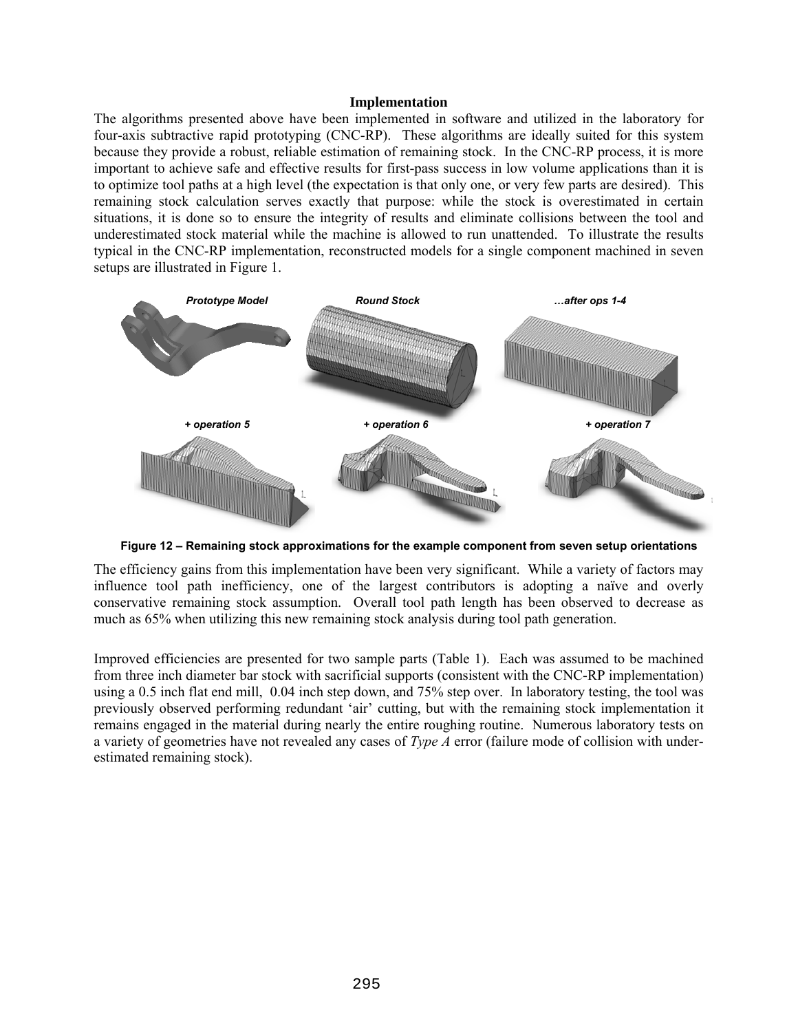## Implementation

The algorithms presented above have been implemented in software and utilized in the laboratory for four-axis subtractive rapid prototyping (CNC-RP). These algorithms are ideally suited for this system because they provide a robust, reliable estimation of remaining stock. In the CNC-RP process, it is more important to achieve safe and effective results for first-pass success in low volume applications than it is to optimize tool paths at a high level (the expectation is that only one, or very few parts are desired). This remaining stock calculation serves exactly that purpose: while the stock is overestimated in certain situations, it is done so to ensure the integrity of results and eliminate collisions between the tool and underestimated stock material while the machine is allowed to run unattended. To illustrate the results typical in the CNC-RP implementation, reconstructed models for a single component machined in seven setups are illustrated in Figure 1.

*Prototype Model* *Round Stock* *…after ops 1-4*

*+ operation 5* *+ operation 6* *+ operation 7*

**Figure 12 – Remaining stock approximations for the example component from seven setup orientations**

The efficiency gains from this implementation have been very significant. While a variety of factors may influence tool path inefficiency, one of the largest contributors is adopting a naïve and overly conservative remaining stock assumption. Overall tool path length has been observed to decrease as much as 65% when utilizing this new remaining stock analysis during tool path generation.

Improved efficiencies are presented for two sample parts (Table 1). Each was assumed to be machined from three inch diameter bar stock with sacrificial supports (consistent with the CNC-RP implementation) using a 0.5 inch flat end mill, 0.04 inch step down, and 75% step over. In laboratory testing, the tool was previously observed performing redundant 'air' cutting, but with the remaining stock implementation it remains engaged in the material during nearly the entire roughing routine. Numerous laboratory tests on a variety of geometries have not revealed any cases of *Type A* error (failure mode of collision with under-estimated remaining stock).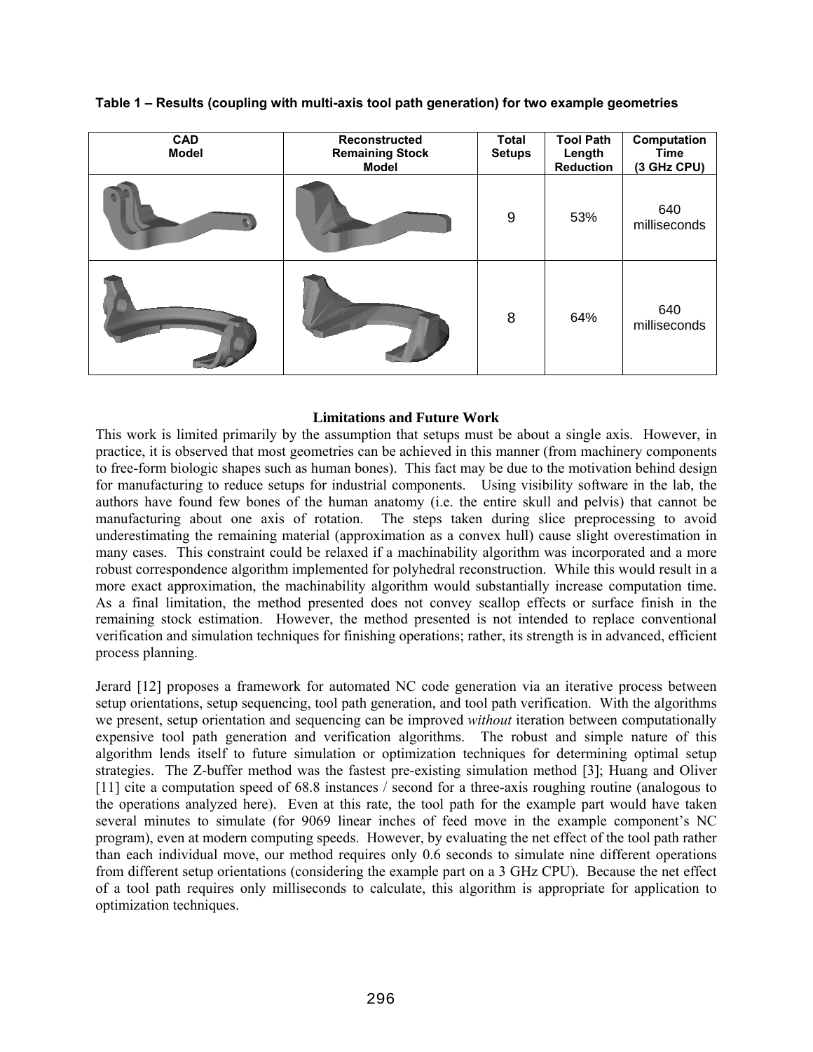**Table 1 – Results (coupling with multi-axis tool path generation) for two example geometries**

| CAD Model | Reconstructed Remaining Stock Model | Total Setups | Tool Path Length Reduction | Computation Time (3 GHz CPU) |
|---|---|---|---|---|
| | | 9 | 53% | 640 milliseconds |
| | | 8 | 64% | 640 milliseconds |

### Limitations and Future Work

This work is limited primarily by the assumption that setups must be about a single axis. However, in practice, it is observed that most geometries can be achieved in this manner (from machinery components to free-form biologic shapes such as human bones). This fact may be due to the motivation behind design for manufacturing to reduce setups for industrial components. Using visibility software in the lab, the authors have found few bones of the human anatomy (i.e. the entire skull and pelvis) that cannot be manufacturing about one axis of rotation. The steps taken during slice preprocessing to avoid underestimating the remaining material (approximation as a convex hull) cause slight overestimation in many cases. This constraint could be relaxed if a machinability algorithm was incorporated and a more robust correspondence algorithm implemented for polyhedral reconstruction. While this would result in a more exact approximation, the machinability algorithm would substantially increase computation time. As a final limitation, the method presented does not convey scallop effects or surface finish in the remaining stock estimation. However, the method presented is not intended to replace conventional verification and simulation techniques for finishing operations; rather, its strength is in advanced, efficient process planning.

Jerard [12] proposes a framework for automated NC code generation via an iterative process between setup orientations, setup sequencing, tool path generation, and tool path verification. With the algorithms we present, setup orientation and sequencing can be improved *without* iteration between computationally expensive tool path generation and verification algorithms. The robust and simple nature of this algorithm lends itself to future simulation or optimization techniques for determining optimal setup strategies. The Z-buffer method was the fastest pre-existing simulation method [3]; Huang and Oliver [11] cite a computation speed of 68.8 instances / second for a three-axis roughing routine (analogous to the operations analyzed here). Even at this rate, the tool path for the example part would have taken several minutes to simulate (for 9069 linear inches of feed move in the example component's NC program), even at modern computing speeds. However, by evaluating the net effect of the tool path rather than each individual move, our method requires only 0.6 seconds to simulate nine different operations from different setup orientations (considering the example part on a 3 GHz CPU). Because the net effect of a tool path requires only milliseconds to calculate, this algorithm is appropriate for application to optimization techniques.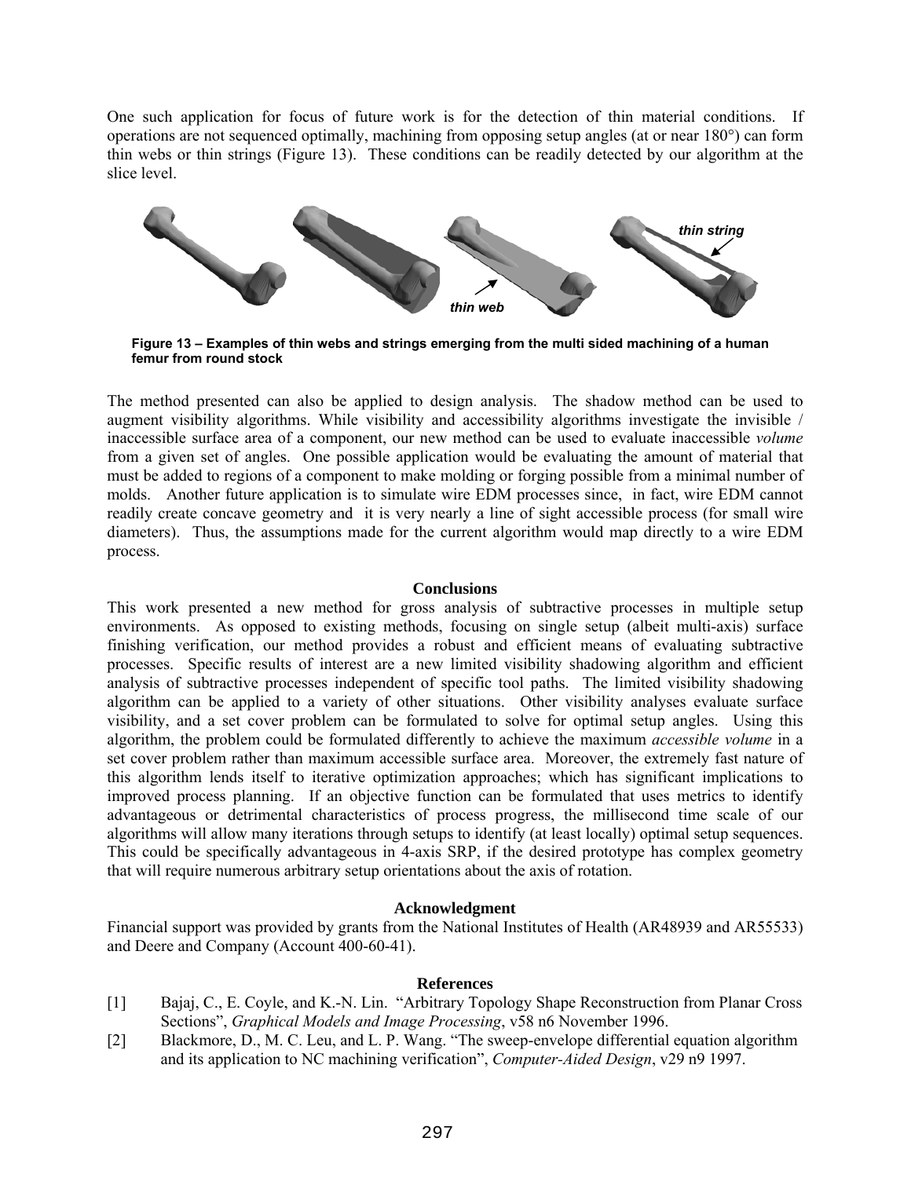One such application for focus of future work is for the detection of thin material conditions. If operations are not sequenced optimally, machining from opposing setup angles (at or near 180°) can form thin webs or thin strings (Figure 13). These conditions can be readily detected by our algorithm at the slice level.

**Figure 13 – Examples of thin webs and strings emerging from the multi sided machining of a human femur from round stock**

The method presented can also be applied to design analysis. The shadow method can be used to augment visibility algorithms. While visibility and accessibility algorithms investigate the invisible / inaccessible surface area of a component, our new method can be used to evaluate inaccessible *volume* from a given set of angles. One possible application would be evaluating the amount of material that must be added to regions of a component to make molding or forging possible from a minimal number of molds. Another future application is to simulate wire EDM processes since, in fact, wire EDM cannot readily create concave geometry and it is very nearly a line of sight accessible process (for small wire diameters). Thus, the assumptions made for the current algorithm would map directly to a wire EDM process.

## Conclusions

This work presented a new method for gross analysis of subtractive processes in multiple setup environments. As opposed to existing methods, focusing on single setup (albeit multi-axis) surface finishing verification, our method provides a robust and efficient means of evaluating subtractive processes. Specific results of interest are a new limited visibility shadowing algorithm and efficient analysis of subtractive processes independent of specific tool paths. The limited visibility shadowing algorithm can be applied to a variety of other situations. Other visibility analyses evaluate surface visibility, and a set cover problem can be formulated to solve for optimal setup angles. Using this algorithm, the problem could be formulated differently to achieve the maximum *accessible volume* in a set cover problem rather than maximum accessible surface area. Moreover, the extremely fast nature of this algorithm lends itself to iterative optimization approaches; which has significant implications to improved process planning. If an objective function can be formulated that uses metrics to identify advantageous or detrimental characteristics of process progress, the millisecond time scale of our algorithms will allow many iterations through setups to identify (at least locally) optimal setup sequences. This could be specifically advantageous in 4-axis SRP, if the desired prototype has complex geometry that will require numerous arbitrary setup orientations about the axis of rotation.

## Acknowledgment

Financial support was provided by grants from the National Institutes of Health (AR48939 and AR55533) and Deere and Company (Account 400-60-41).

## References

[1] Bajaj, C., E. Coyle, and K.-N. Lin. "Arbitrary Topology Shape Reconstruction from Planar Cross Sections", *Graphical Models and Image Processing*, v58 n6 November 1996.

[2] Blackmore, D., M. C. Leu, and L. P. Wang. "The sweep-envelope differential equation algorithm and its application to NC machining verification", *Computer-Aided Design*, v29 n9 1997.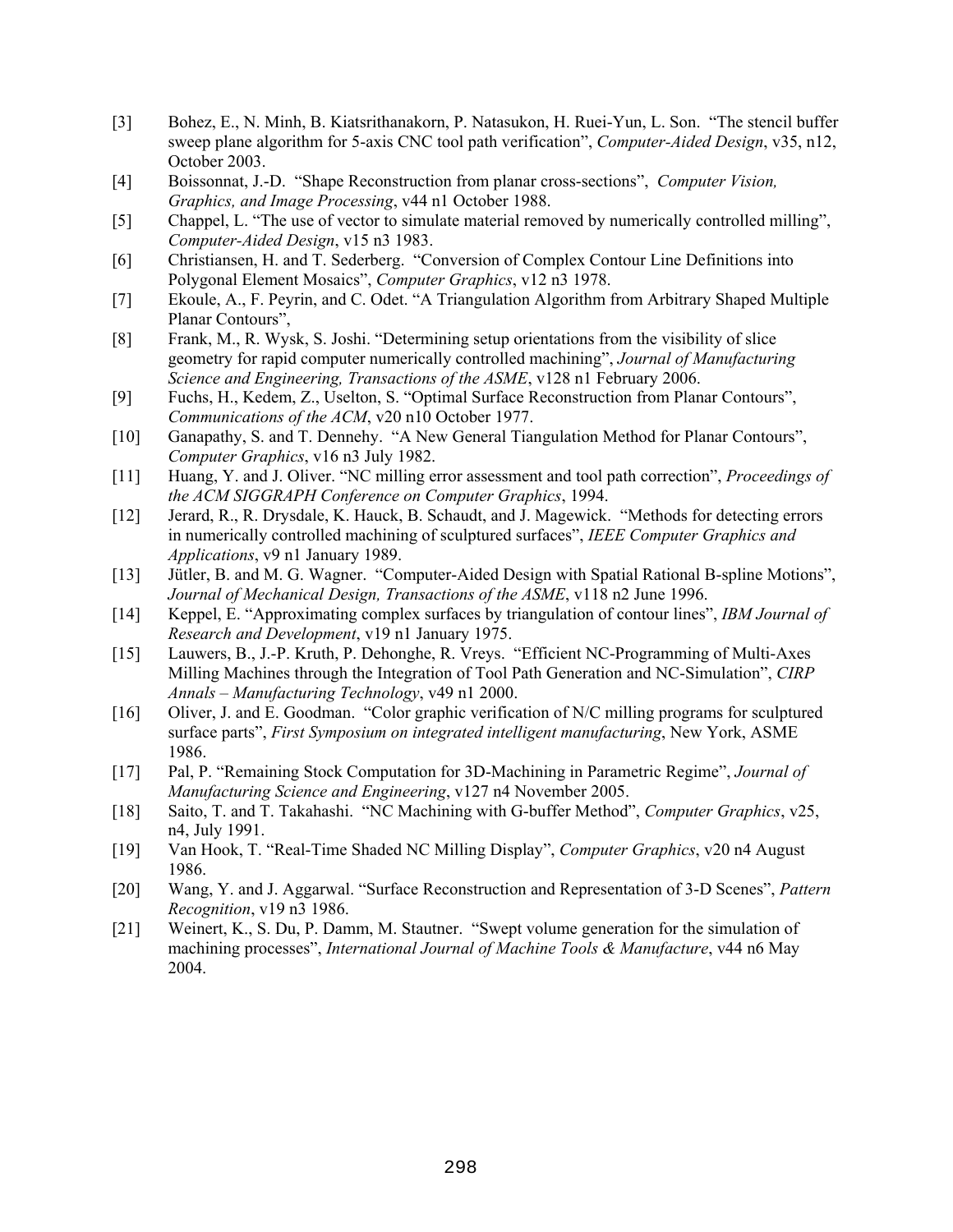[3] Bohez, E., N. Minh, B. Kiatsrithanakorn, P. Natasukon, H. Ruei-Yun, L. Son. "The stencil buffer sweep plane algorithm for 5-axis CNC tool path verification", *Computer-Aided Design*, v35, n12, October 2003.

[4] Boissonnat, J.-D. "Shape Reconstruction from planar cross-sections", *Computer Vision, Graphics, and Image Processing*, v44 n1 October 1988.

[5] Chappel, L. "The use of vector to simulate material removed by numerically controlled milling", *Computer-Aided Design*, v15 n3 1983.

[6] Christiansen, H. and T. Sederberg. "Conversion of Complex Contour Line Definitions into Polygonal Element Mosaics", *Computer Graphics*, v12 n3 1978.

[7] Ekoule, A., F. Peyrin, and C. Odet. "A Triangulation Algorithm from Arbitrary Shaped Multiple Planar Contours",

[8] Frank, M., R. Wysk, S. Joshi. "Determining setup orientations from the visibility of slice geometry for rapid computer numerically controlled machining", *Journal of Manufacturing Science and Engineering, Transactions of the ASME*, v128 n1 February 2006.

[9] Fuchs, H., Kedem, Z., Uselton, S. "Optimal Surface Reconstruction from Planar Contours", *Communications of the ACM*, v20 n10 October 1977.

[10] Ganapathy, S. and T. Dennehy. "A New General Tiangulation Method for Planar Contours", *Computer Graphics*, v16 n3 July 1982.

[11] Huang, Y. and J. Oliver. "NC milling error assessment and tool path correction", *Proceedings of the ACM SIGGRAPH Conference on Computer Graphics*, 1994.

[12] Jerard, R., R. Drysdale, K. Hauck, B. Schaudt, and J. Magewick. "Methods for detecting errors in numerically controlled machining of sculptured surfaces", *IEEE Computer Graphics and Applications*, v9 n1 January 1989.

[13] Jütler, B. and M. G. Wagner. "Computer-Aided Design with Spatial Rational B-spline Motions", *Journal of Mechanical Design, Transactions of the ASME*, v118 n2 June 1996.

[14] Keppel, E. "Approximating complex surfaces by triangulation of contour lines", *IBM Journal of Research and Development*, v19 n1 January 1975.

[15] Lauwers, B., J.-P. Kruth, P. Dehonghe, R. Vreys. "Efficient NC-Programming of Multi-Axes Milling Machines through the Integration of Tool Path Generation and NC-Simulation", *CIRP Annals – Manufacturing Technology*, v49 n1 2000.

[16] Oliver, J. and E. Goodman. "Color graphic verification of N/C milling programs for sculptured surface parts", *First Symposium on integrated intelligent manufacturing*, New York, ASME 1986.

[17] Pal, P. "Remaining Stock Computation for 3D-Machining in Parametric Regime", *Journal of Manufacturing Science and Engineering*, v127 n4 November 2005.

[18] Saito, T. and T. Takahashi. "NC Machining with G-buffer Method", *Computer Graphics*, v25, n4, July 1991.

[19] Van Hook, T. "Real-Time Shaded NC Milling Display", *Computer Graphics*, v20 n4 August 1986.

[20] Wang, Y. and J. Aggarwal. "Surface Reconstruction and Representation of 3-D Scenes", *Pattern Recognition*, v19 n3 1986.

[21] Weinert, K., S. Du, P. Damm, M. Stautner. "Swept volume generation for the simulation of machining processes", *International Journal of Machine Tools & Manufacture*, v44 n6 May 2004.